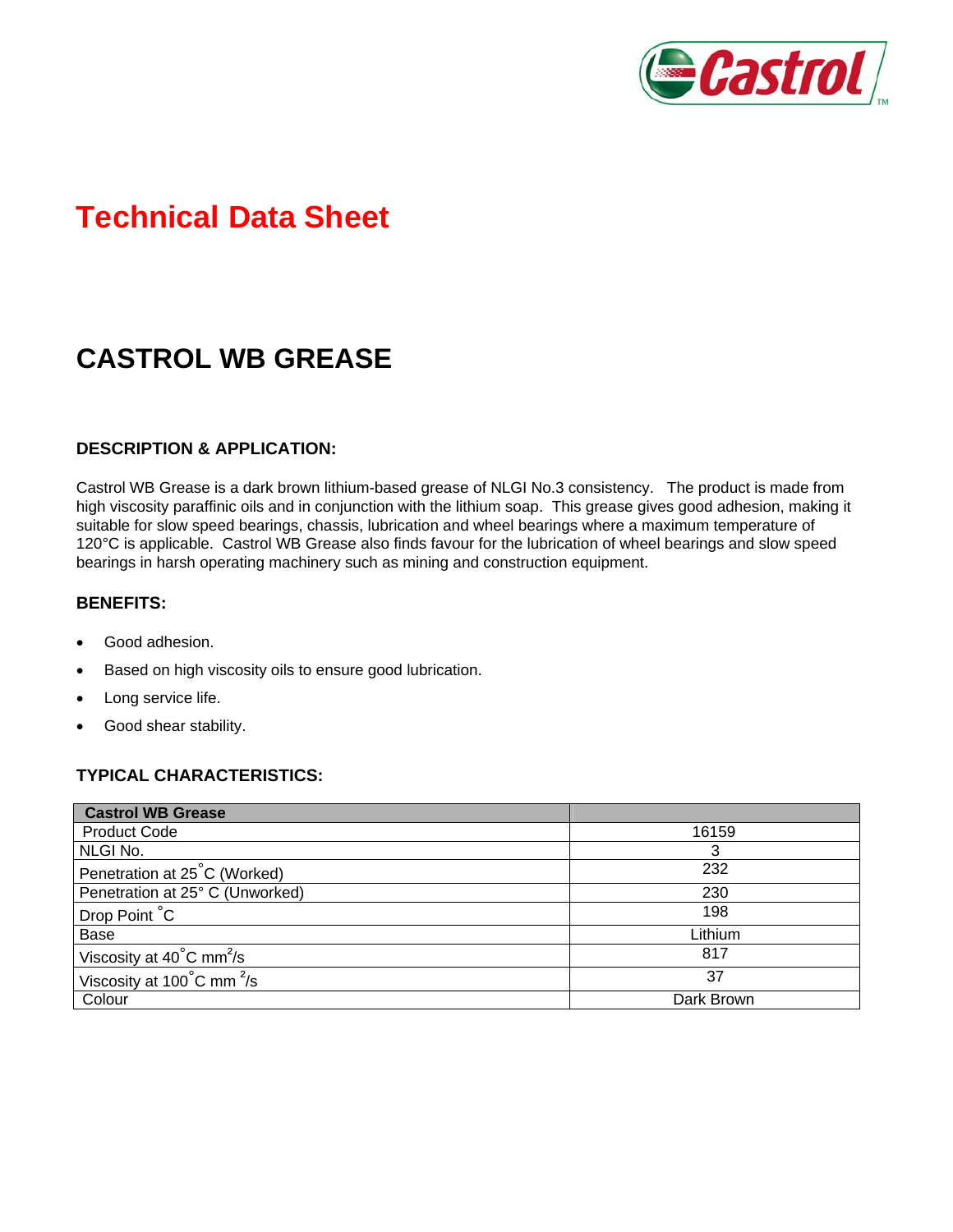# Technical Data Sheet

## CASTROL WB GREASE

### DESCRIPTION & APPLICATION:

Castrol WB Grease is a dark brown lithium-based grease of NLGI No.3 consistency. The product is made from high viscosity paraffinic oils and in conjunction with the lithium soap. This grease gives good adhesion, making it suitable for slow speed bearings, chassis, lubrication and wheel bearings where a maximum temperature of 120°C is applicable. Castrol WB Grease also finds favour for the lubrication of wheel bearings and slow speed bearings in harsh operating machinery such as mining and construction equipment.

### BENEFITS:

- Good adhesion.
- Based on high viscosity oils to ensure good lubrication.
- Long service life.
- Good shear stability.

### TYPICAL CHARACTERISTICS:

| Castrol WB Grease | |
|---|---|
| Product Code | 16159 |
| NLGI No. | 3 |
| Penetration at 25˚C (Worked) | 232 |
| Penetration at 25° C (Unworked) | 230 |
| Drop Point ˚C | 198 |
| Base | Lithium |
| Viscosity at 40˚C $mm^2/s$ | 817 |
| Viscosity at 100˚C $mm^2/s$ | 37 |
| Colour | Dark Brown |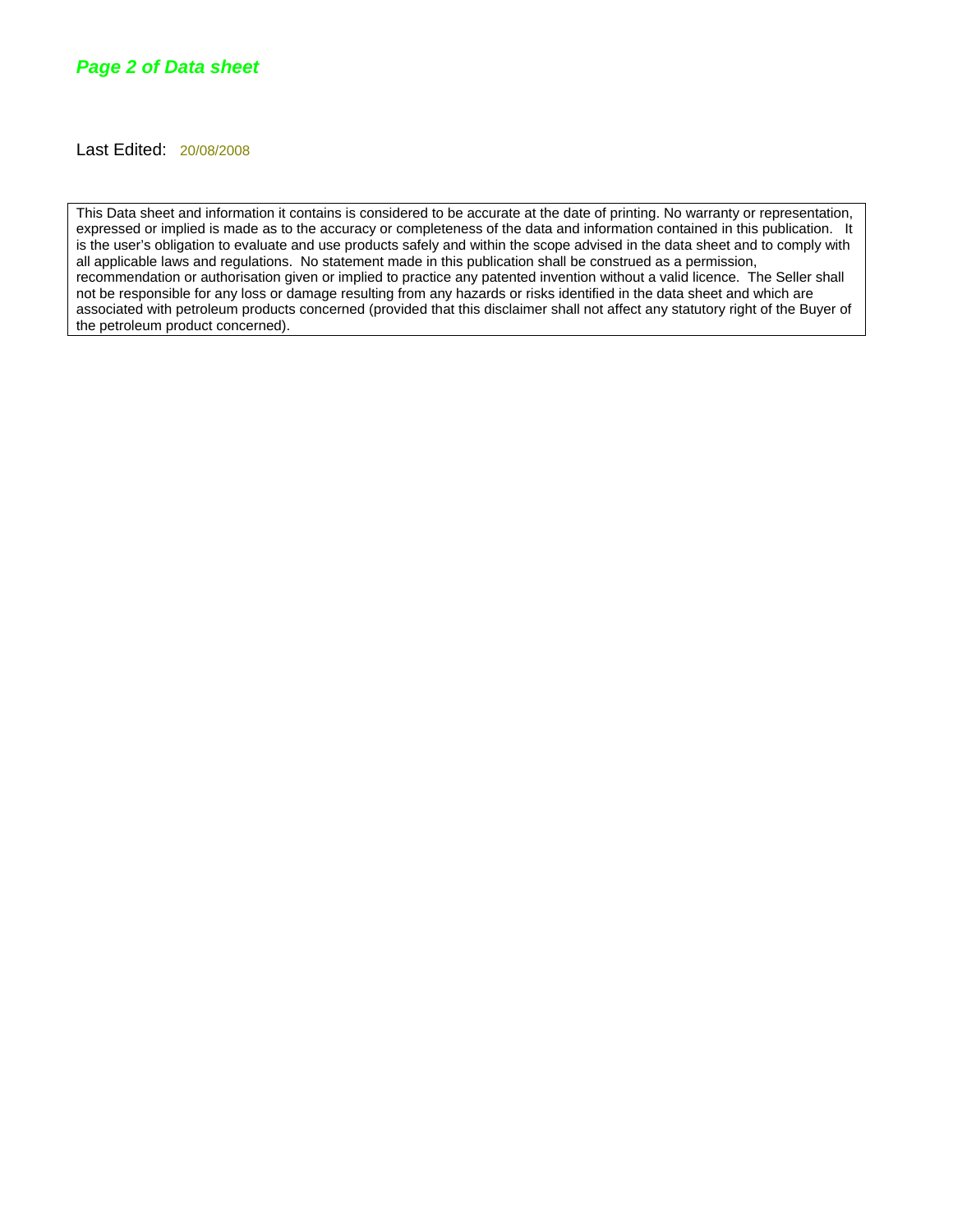*Page 2 of Data sheet*

Last Edited: 20/08/2008

This Data sheet and information it contains is considered to be accurate at the date of printing. No warranty or representation, expressed or implied is made as to the accuracy or completeness of the data and information contained in this publication. It is the user's obligation to evaluate and use products safely and within the scope advised in the data sheet and to comply with all applicable laws and regulations. No statement made in this publication shall be construed as a permission, recommendation or authorisation given or implied to practice any patented invention without a valid licence. The Seller shall not be responsible for any loss or damage resulting from any hazards or risks identified in the data sheet and which are associated with petroleum products concerned (provided that this disclaimer shall not affect any statutory right of the Buyer of the petroleum product concerned).